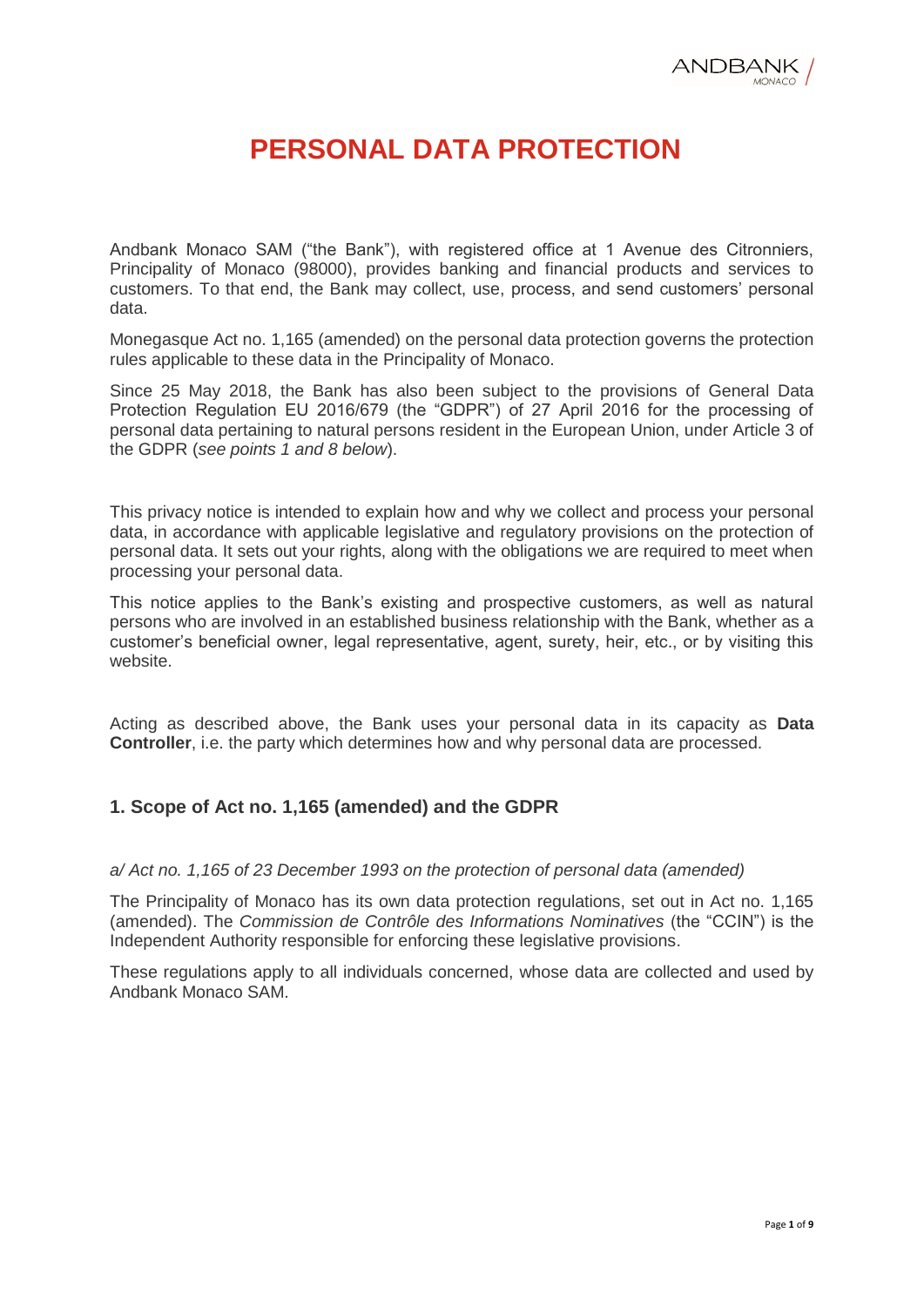# PERSONAL DATA PROTECTION

Andbank Monaco SAM ("the Bank"), with registered office at 1 Avenue des Citronniers, Principality of Monaco (98000), provides banking and financial products and services to customers. To that end, the Bank may collect, use, process, and send customers' personal data.

Monegasque Act no. 1,165 (amended) on the personal data protection governs the protection rules applicable to these data in the Principality of Monaco.

Since 25 May 2018, the Bank has also been subject to the provisions of General Data Protection Regulation EU 2016/679 (the "GDPR") of 27 April 2016 for the processing of personal data pertaining to natural persons resident in the European Union, under Article 3 of the GDPR (*see points 1 and 8 below*).

This privacy notice is intended to explain how and why we collect and process your personal data, in accordance with applicable legislative and regulatory provisions on the protection of personal data. It sets out your rights, along with the obligations we are required to meet when processing your personal data.

This notice applies to the Bank's existing and prospective customers, as well as natural persons who are involved in an established business relationship with the Bank, whether as a customer's beneficial owner, legal representative, agent, surety, heir, etc., or by visiting this website.

Acting as described above, the Bank uses your personal data in its capacity as **Data Controller**, i.e. the party which determines how and why personal data are processed.

## 1. Scope of Act no. 1,165 (amended) and the GDPR

*a/ Act no. 1,165 of 23 December 1993 on the protection of personal data (amended)*

The Principality of Monaco has its own data protection regulations, set out in Act no. 1,165 (amended). The *Commission de Contrôle des Informations Nominatives* (the "CCIN") is the Independent Authority responsible for enforcing these legislative provisions.

These regulations apply to all individuals concerned, whose data are collected and used by Andbank Monaco SAM.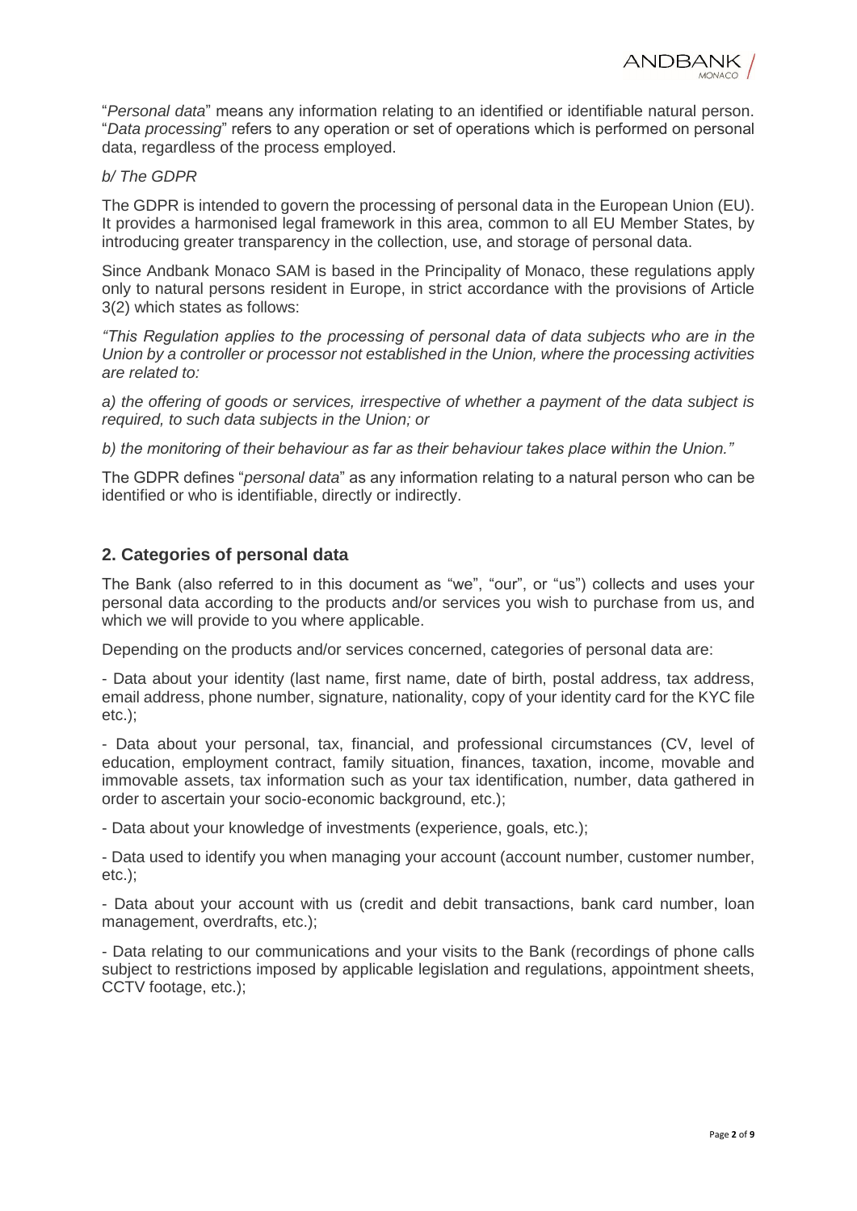"*Personal data*" means any information relating to an identified or identifiable natural person. "*Data processing*" refers to any operation or set of operations which is performed on personal data, regardless of the process employed.

*b/ The GDPR*

The GDPR is intended to govern the processing of personal data in the European Union (EU). It provides a harmonised legal framework in this area, common to all EU Member States, by introducing greater transparency in the collection, use, and storage of personal data.

Since Andbank Monaco SAM is based in the Principality of Monaco, these regulations apply only to natural persons resident in Europe, in strict accordance with the provisions of Article 3(2) which states as follows:

*"This Regulation applies to the processing of personal data of data subjects who are in the Union by a controller or processor not established in the Union, where the processing activities are related to:*

*a) the offering of goods or services, irrespective of whether a payment of the data subject is required, to such data subjects in the Union; or*

*b) the monitoring of their behaviour as far as their behaviour takes place within the Union."*

The GDPR defines "*personal data*" as any information relating to a natural person who can be identified or who is identifiable, directly or indirectly.

## 2. Categories of personal data

The Bank (also referred to in this document as "we", "our", or "us") collects and uses your personal data according to the products and/or services you wish to purchase from us, and which we will provide to you where applicable.

Depending on the products and/or services concerned, categories of personal data are:

- Data about your identity (last name, first name, date of birth, postal address, tax address, email address, phone number, signature, nationality, copy of your identity card for the KYC file etc.);

- Data about your personal, tax, financial, and professional circumstances (CV, level of education, employment contract, family situation, finances, taxation, income, movable and immovable assets, tax information such as your tax identification, number, data gathered in order to ascertain your socio-economic background, etc.);

- Data about your knowledge of investments (experience, goals, etc.);

- Data used to identify you when managing your account (account number, customer number, etc.);

- Data about your account with us (credit and debit transactions, bank card number, loan management, overdrafts, etc.);

- Data relating to our communications and your visits to the Bank (recordings of phone calls subject to restrictions imposed by applicable legislation and regulations, appointment sheets, CCTV footage, etc.);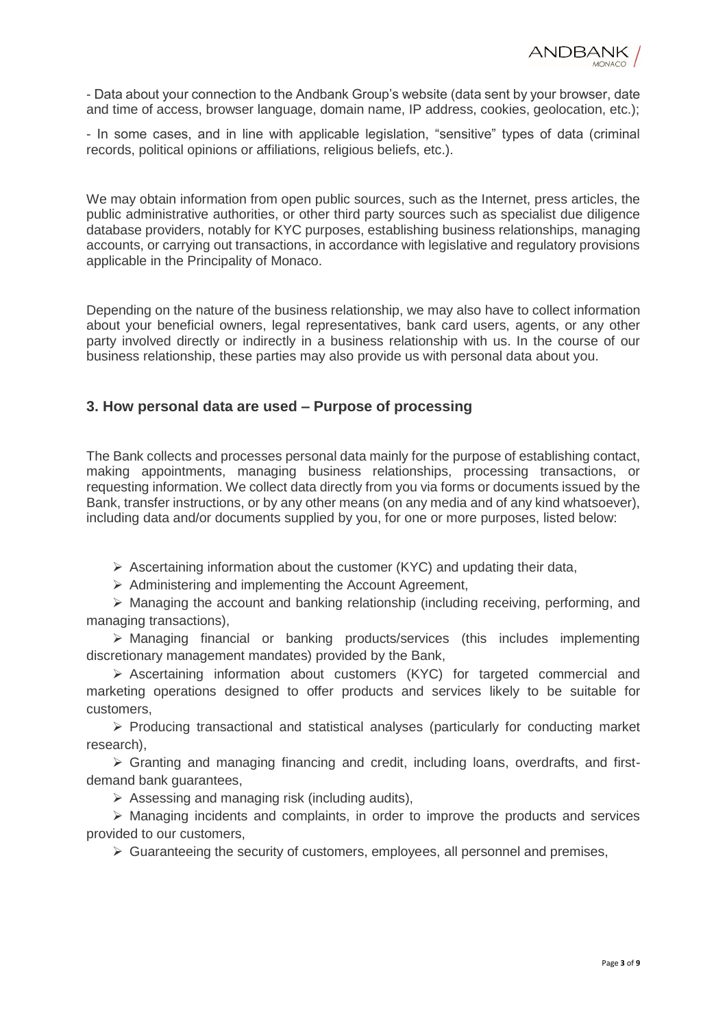- Data about your connection to the Andbank Group's website (data sent by your browser, date and time of access, browser language, domain name, IP address, cookies, geolocation, etc.);

- In some cases, and in line with applicable legislation, "sensitive" types of data (criminal records, political opinions or affiliations, religious beliefs, etc.).

We may obtain information from open public sources, such as the Internet, press articles, the public administrative authorities, or other third party sources such as specialist due diligence database providers, notably for KYC purposes, establishing business relationships, managing accounts, or carrying out transactions, in accordance with legislative and regulatory provisions applicable in the Principality of Monaco.

Depending on the nature of the business relationship, we may also have to collect information about your beneficial owners, legal representatives, bank card users, agents, or any other party involved directly or indirectly in a business relationship with us. In the course of our business relationship, these parties may also provide us with personal data about you.

## 3. How personal data are used – Purpose of processing

The Bank collects and processes personal data mainly for the purpose of establishing contact, making appointments, managing business relationships, processing transactions, or requesting information. We collect data directly from you via forms or documents issued by the Bank, transfer instructions, or by any other means (on any media and of any kind whatsoever), including data and/or documents supplied by you, for one or more purposes, listed below:

- Ascertaining information about the customer (KYC) and updating their data,
- Administering and implementing the Account Agreement,
- Managing the account and banking relationship (including receiving, performing, and managing transactions),
- Managing financial or banking products/services (this includes implementing discretionary management mandates) provided by the Bank,
- Ascertaining information about customers (KYC) for targeted commercial and marketing operations designed to offer products and services likely to be suitable for customers,
- Producing transactional and statistical analyses (particularly for conducting market research),
- Granting and managing financing and credit, including loans, overdrafts, and first-demand bank guarantees,
- Assessing and managing risk (including audits),
- Managing incidents and complaints, in order to improve the products and services provided to our customers,
- Guaranteeing the security of customers, employees, all personnel and premises,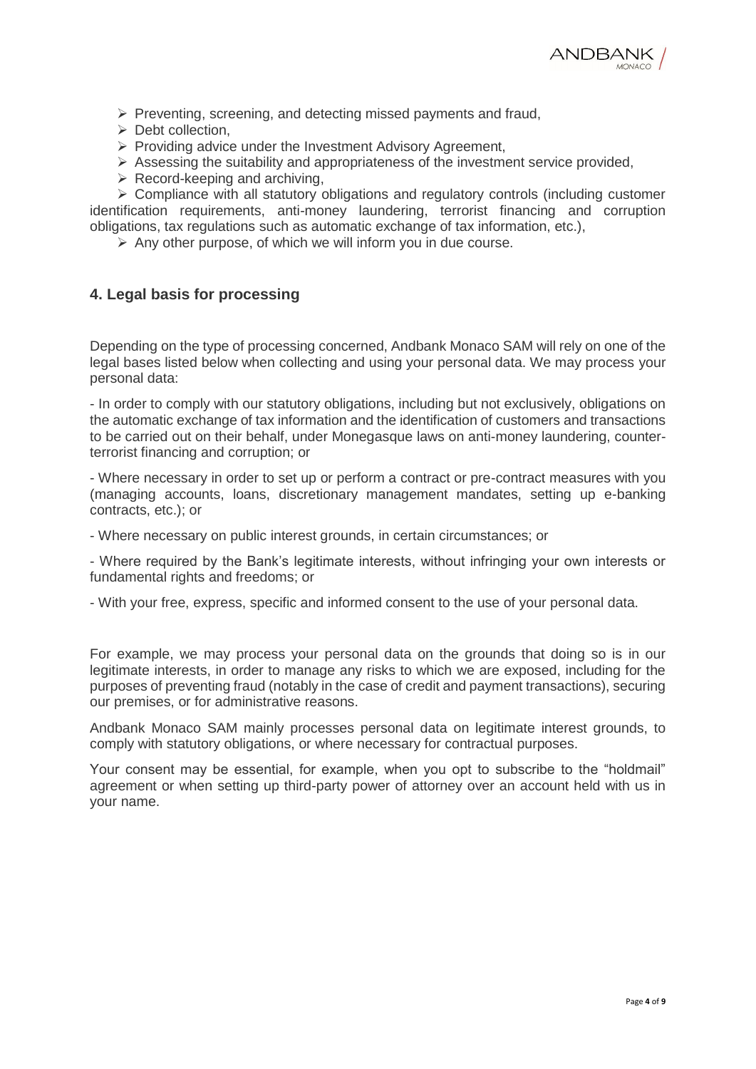- Preventing, screening, and detecting missed payments and fraud,
- Debt collection,
- Providing advice under the Investment Advisory Agreement,
- Assessing the suitability and appropriateness of the investment service provided,
- Record-keeping and archiving,
- Compliance with all statutory obligations and regulatory controls (including customer identification requirements, anti-money laundering, terrorist financing and corruption obligations, tax regulations such as automatic exchange of tax information, etc.),
- Any other purpose, of which we will inform you in due course.

## 4. Legal basis for processing

Depending on the type of processing concerned, Andbank Monaco SAM will rely on one of the legal bases listed below when collecting and using your personal data. We may process your personal data:

- In order to comply with our statutory obligations, including but not exclusively, obligations on the automatic exchange of tax information and the identification of customers and transactions to be carried out on their behalf, under Monegasque laws on anti-money laundering, counter-terrorist financing and corruption; or

- Where necessary in order to set up or perform a contract or pre-contract measures with you (managing accounts, loans, discretionary management mandates, setting up e-banking contracts, etc.); or

- Where necessary on public interest grounds, in certain circumstances; or

- Where required by the Bank's legitimate interests, without infringing your own interests or fundamental rights and freedoms; or

- With your free, express, specific and informed consent to the use of your personal data.

For example, we may process your personal data on the grounds that doing so is in our legitimate interests, in order to manage any risks to which we are exposed, including for the purposes of preventing fraud (notably in the case of credit and payment transactions), securing our premises, or for administrative reasons.

Andbank Monaco SAM mainly processes personal data on legitimate interest grounds, to comply with statutory obligations, or where necessary for contractual purposes.

Your consent may be essential, for example, when you opt to subscribe to the "holdmail" agreement or when setting up third-party power of attorney over an account held with us in your name.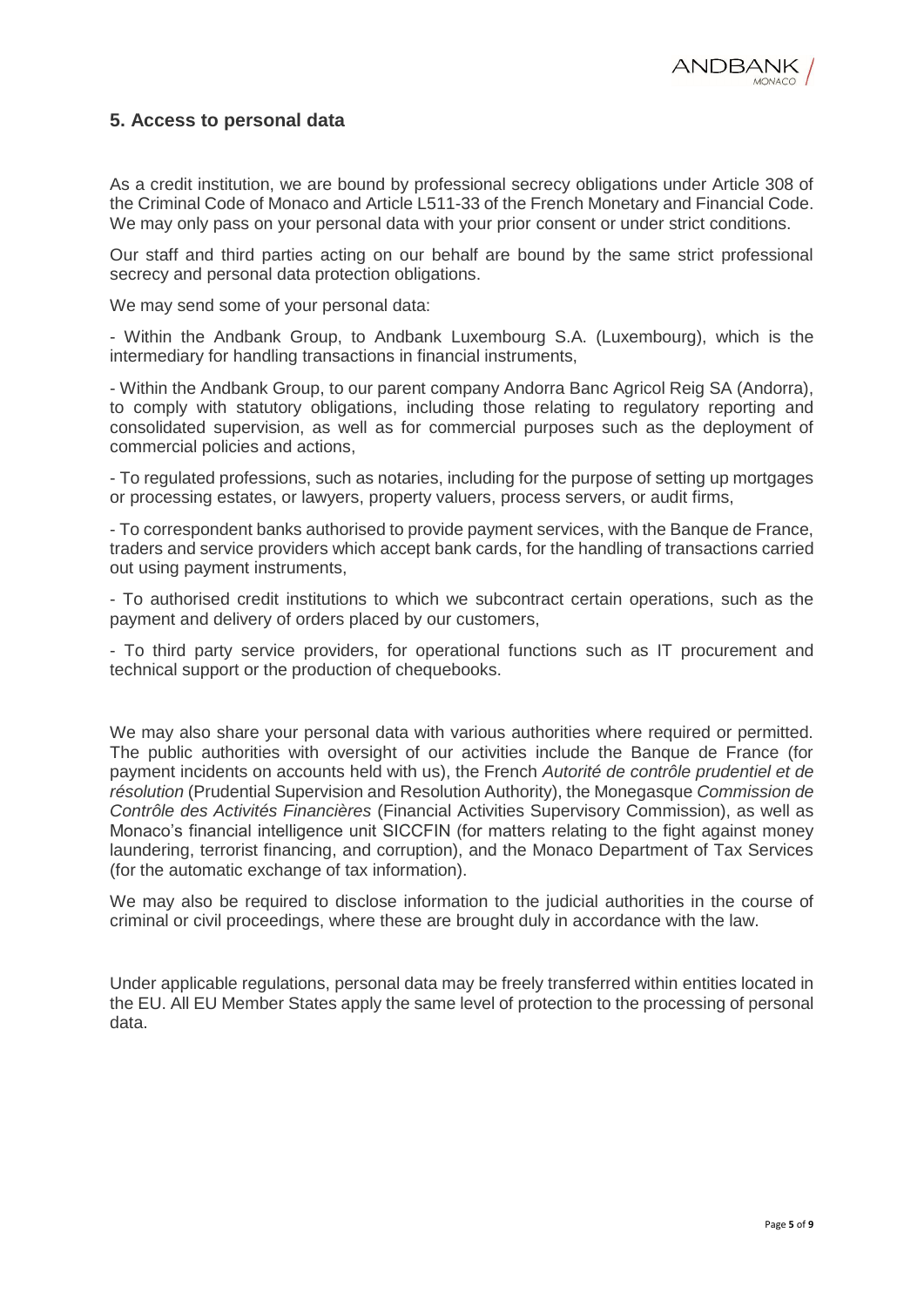## 5. Access to personal data

As a credit institution, we are bound by professional secrecy obligations under Article 308 of the Criminal Code of Monaco and Article L511-33 of the French Monetary and Financial Code. We may only pass on your personal data with your prior consent or under strict conditions.

Our staff and third parties acting on our behalf are bound by the same strict professional secrecy and personal data protection obligations.

We may send some of your personal data:

- Within the Andbank Group, to Andbank Luxembourg S.A. (Luxembourg), which is the intermediary for handling transactions in financial instruments,

- Within the Andbank Group, to our parent company Andorra Banc Agricol Reig SA (Andorra), to comply with statutory obligations, including those relating to regulatory reporting and consolidated supervision, as well as for commercial purposes such as the deployment of commercial policies and actions,

- To regulated professions, such as notaries, including for the purpose of setting up mortgages or processing estates, or lawyers, property valuers, process servers, or audit firms,

- To correspondent banks authorised to provide payment services, with the Banque de France, traders and service providers which accept bank cards, for the handling of transactions carried out using payment instruments,

- To authorised credit institutions to which we subcontract certain operations, such as the payment and delivery of orders placed by our customers,

- To third party service providers, for operational functions such as IT procurement and technical support or the production of chequebooks.

We may also share your personal data with various authorities where required or permitted. The public authorities with oversight of our activities include the Banque de France (for payment incidents on accounts held with us), the French *Autorité de contrôle prudentiel et de résolution* (Prudential Supervision and Resolution Authority), the Monegasque *Commission de Contrôle des Activités Financières* (Financial Activities Supervisory Commission), as well as Monaco's financial intelligence unit SICCFIN (for matters relating to the fight against money laundering, terrorist financing, and corruption), and the Monaco Department of Tax Services (for the automatic exchange of tax information).

We may also be required to disclose information to the judicial authorities in the course of criminal or civil proceedings, where these are brought duly in accordance with the law.

Under applicable regulations, personal data may be freely transferred within entities located in the EU. All EU Member States apply the same level of protection to the processing of personal data.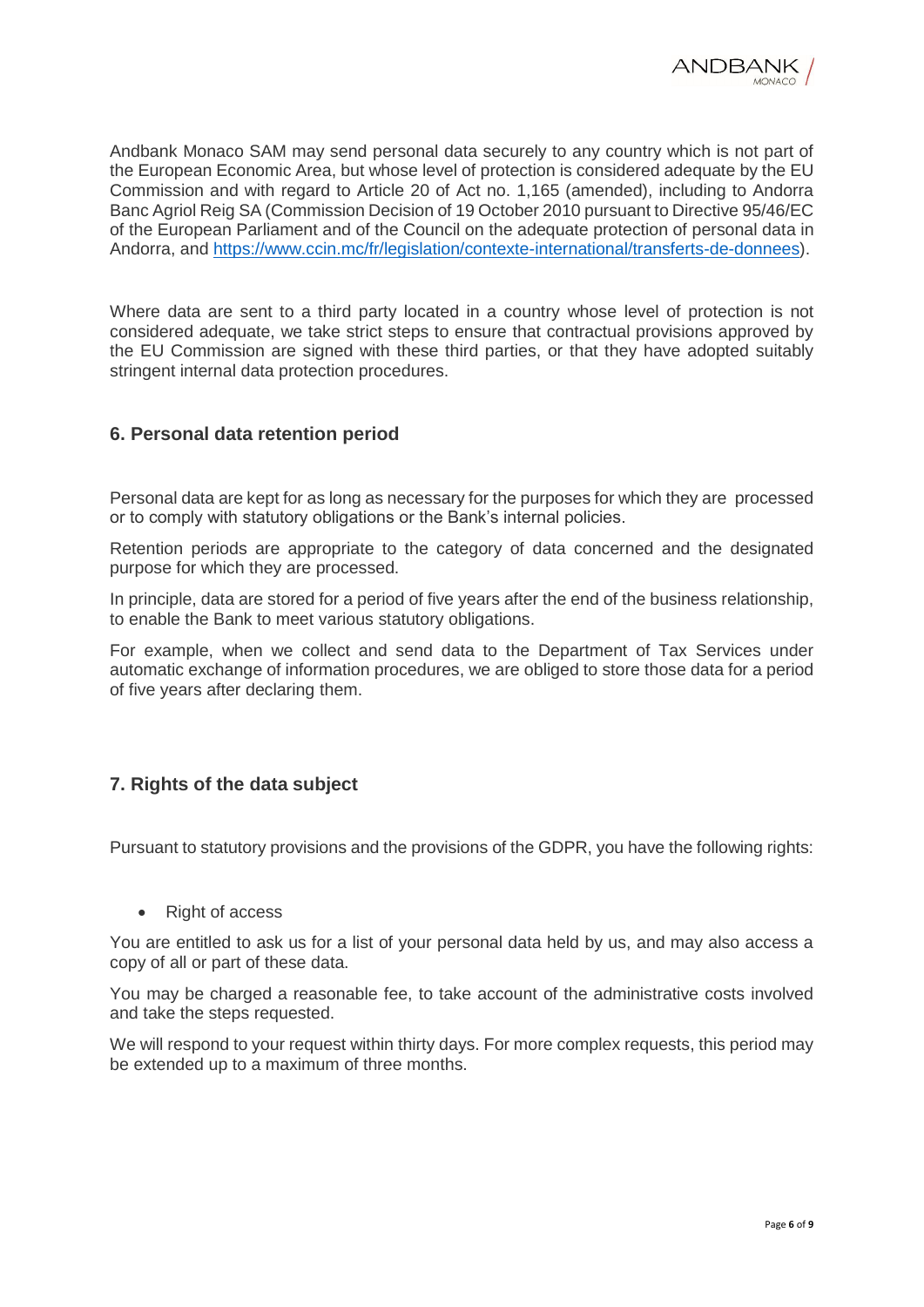Andbank Monaco SAM may send personal data securely to any country which is not part of the European Economic Area, but whose level of protection is considered adequate by the EU Commission and with regard to Article 20 of Act no. 1,165 (amended), including to Andorra Banc Agriol Reig SA (Commission Decision of 19 October 2010 pursuant to Directive 95/46/EC of the European Parliament and of the Council on the adequate protection of personal data in Andorra, and https://www.ccin.mc/fr/legislation/contexte-international/transferts-de-donnees).

Where data are sent to a third party located in a country whose level of protection is not considered adequate, we take strict steps to ensure that contractual provisions approved by the EU Commission are signed with these third parties, or that they have adopted suitably stringent internal data protection procedures.

## 6. Personal data retention period

Personal data are kept for as long as necessary for the purposes for which they are processed or to comply with statutory obligations or the Bank's internal policies.

Retention periods are appropriate to the category of data concerned and the designated purpose for which they are processed.

In principle, data are stored for a period of five years after the end of the business relationship, to enable the Bank to meet various statutory obligations.

For example, when we collect and send data to the Department of Tax Services under automatic exchange of information procedures, we are obliged to store those data for a period of five years after declaring them.

## 7. Rights of the data subject

Pursuant to statutory provisions and the provisions of the GDPR, you have the following rights:

- Right of access

You are entitled to ask us for a list of your personal data held by us, and may also access a copy of all or part of these data.

You may be charged a reasonable fee, to take account of the administrative costs involved and take the steps requested.

We will respond to your request within thirty days. For more complex requests, this period may be extended up to a maximum of three months.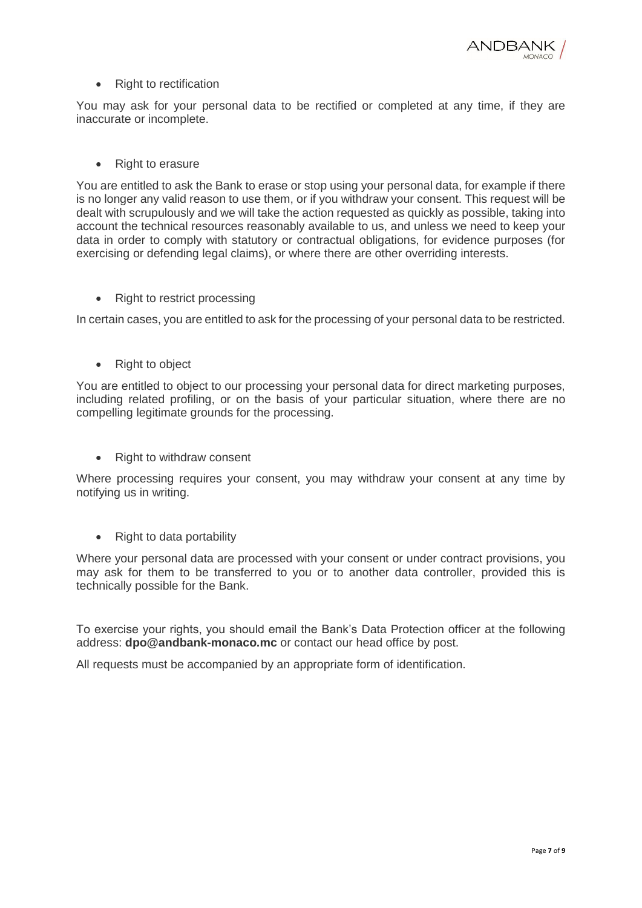- Right to rectification

You may ask for your personal data to be rectified or completed at any time, if they are inaccurate or incomplete.

- Right to erasure

You are entitled to ask the Bank to erase or stop using your personal data, for example if there is no longer any valid reason to use them, or if you withdraw your consent. This request will be dealt with scrupulously and we will take the action requested as quickly as possible, taking into account the technical resources reasonably available to us, and unless we need to keep your data in order to comply with statutory or contractual obligations, for evidence purposes (for exercising or defending legal claims), or where there are other overriding interests.

- Right to restrict processing

In certain cases, you are entitled to ask for the processing of your personal data to be restricted.

- Right to object

You are entitled to object to our processing your personal data for direct marketing purposes, including related profiling, or on the basis of your particular situation, where there are no compelling legitimate grounds for the processing.

- Right to withdraw consent

Where processing requires your consent, you may withdraw your consent at any time by notifying us in writing.

- Right to data portability

Where your personal data are processed with your consent or under contract provisions, you may ask for them to be transferred to you or to another data controller, provided this is technically possible for the Bank.

To exercise your rights, you should email the Bank's Data Protection officer at the following address: **dpo@andbank-monaco.mc** or contact our head office by post.

All requests must be accompanied by an appropriate form of identification.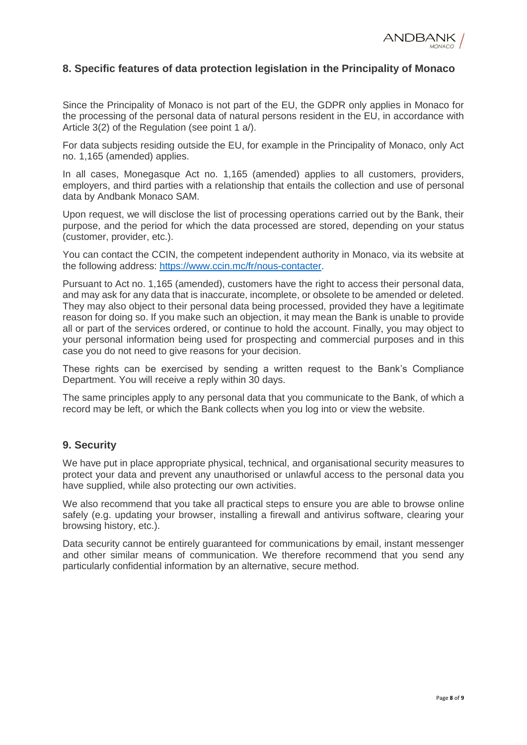## 8. Specific features of data protection legislation in the Principality of Monaco

Since the Principality of Monaco is not part of the EU, the GDPR only applies in Monaco for the processing of the personal data of natural persons resident in the EU, in accordance with Article 3(2) of the Regulation (see point 1 a/).

For data subjects residing outside the EU, for example in the Principality of Monaco, only Act no. 1,165 (amended) applies.

In all cases, Monegasque Act no. 1,165 (amended) applies to all customers, providers, employers, and third parties with a relationship that entails the collection and use of personal data by Andbank Monaco SAM.

Upon request, we will disclose the list of processing operations carried out by the Bank, their purpose, and the period for which the data processed are stored, depending on your status (customer, provider, etc.).

You can contact the CCIN, the competent independent authority in Monaco, via its website at the following address: [https://www.ccin.mc/fr/nous-contacter](https://www.ccin.mc/fr/nous-contacter).

Pursuant to Act no. 1,165 (amended), customers have the right to access their personal data, and may ask for any data that is inaccurate, incomplete, or obsolete to be amended or deleted. They may also object to their personal data being processed, provided they have a legitimate reason for doing so. If you make such an objection, it may mean the Bank is unable to provide all or part of the services ordered, or continue to hold the account. Finally, you may object to your personal information being used for prospecting and commercial purposes and in this case you do not need to give reasons for your decision.

These rights can be exercised by sending a written request to the Bank's Compliance Department. You will receive a reply within 30 days.

The same principles apply to any personal data that you communicate to the Bank, of which a record may be left, or which the Bank collects when you log into or view the website.

## 9. Security

We have put in place appropriate physical, technical, and organisational security measures to protect your data and prevent any unauthorised or unlawful access to the personal data you have supplied, while also protecting our own activities.

We also recommend that you take all practical steps to ensure you are able to browse online safely (e.g. updating your browser, installing a firewall and antivirus software, clearing your browsing history, etc.).

Data security cannot be entirely guaranteed for communications by email, instant messenger and other similar means of communication. We therefore recommend that you send any particularly confidential information by an alternative, secure method.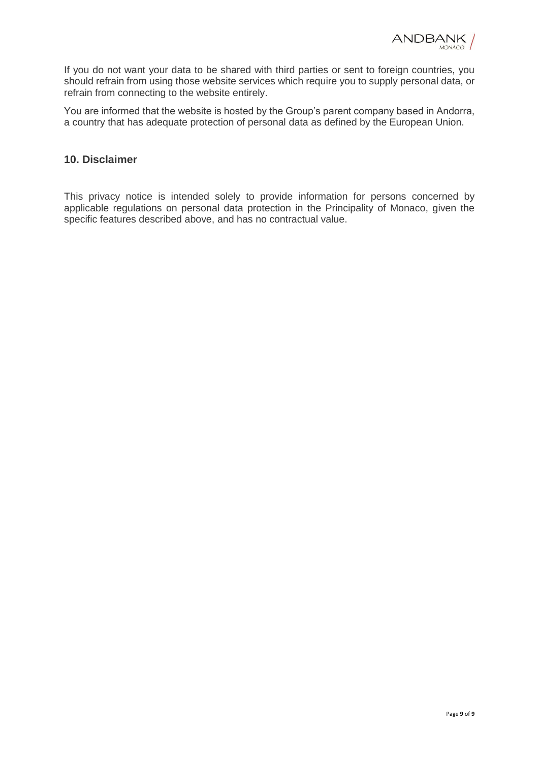If you do not want your data to be shared with third parties or sent to foreign countries, you should refrain from using those website services which require you to supply personal data, or refrain from connecting to the website entirely.

You are informed that the website is hosted by the Group's parent company based in Andorra, a country that has adequate protection of personal data as defined by the European Union.

## 10. Disclaimer

This privacy notice is intended solely to provide information for persons concerned by applicable regulations on personal data protection in the Principality of Monaco, given the specific features described above, and has no contractual value.